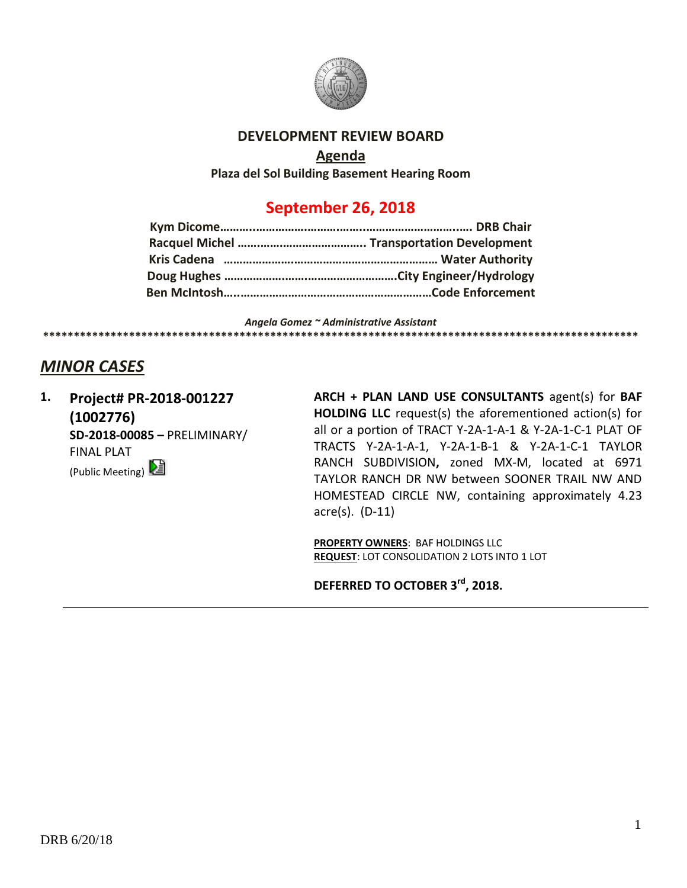# DEVELOPMENT REVIEW BOARD

## Agenda

**Plaza del Sol Building Basement Hearing Room**

## September 26, 2018

**Kym Dicome………………………………………………………………. DRB Chair**
**Racquel Michel ………………………………… Transportation Development**
**Kris Cadena ………………………………………………………… Water Authority**
**Doug Hughes ……………………………………………City Engineer/Hydrology**
**Ben McIntosh……………………………………………………Code Enforcement**

*Angela Gomez ~ Administrative Assistant*

****************************************************************************************************

## *MINOR CASES*

**1. Project# PR-2018-001227 (1002776)**
**SD-2018-00085 –** PRELIMINARY/ FINAL PLAT
(Public Meeting)

**ARCH + PLAN LAND USE CONSULTANTS** agent(s) for **BAF HOLDING LLC** request(s) the aforementioned action(s) for all or a portion of TRACT Y-2A-1-A-1 & Y-2A-1-C-1 PLAT OF TRACTS Y-2A-1-A-1, Y-2A-1-B-1 & Y-2A-1-C-1 TAYLOR RANCH SUBDIVISION**,** zoned MX-M, located at 6971 TAYLOR RANCH DR NW between SOONER TRAIL NW AND HOMESTEAD CIRCLE NW, containing approximately 4.23 acre(s). (D-11)

**PROPERTY OWNERS**: BAF HOLDINGS LLC
**REQUEST**: LOT CONSOLIDATION 2 LOTS INTO 1 LOT

**DEFERRED TO OCTOBER 3rd, 2018.**

---

DRB 6/20/18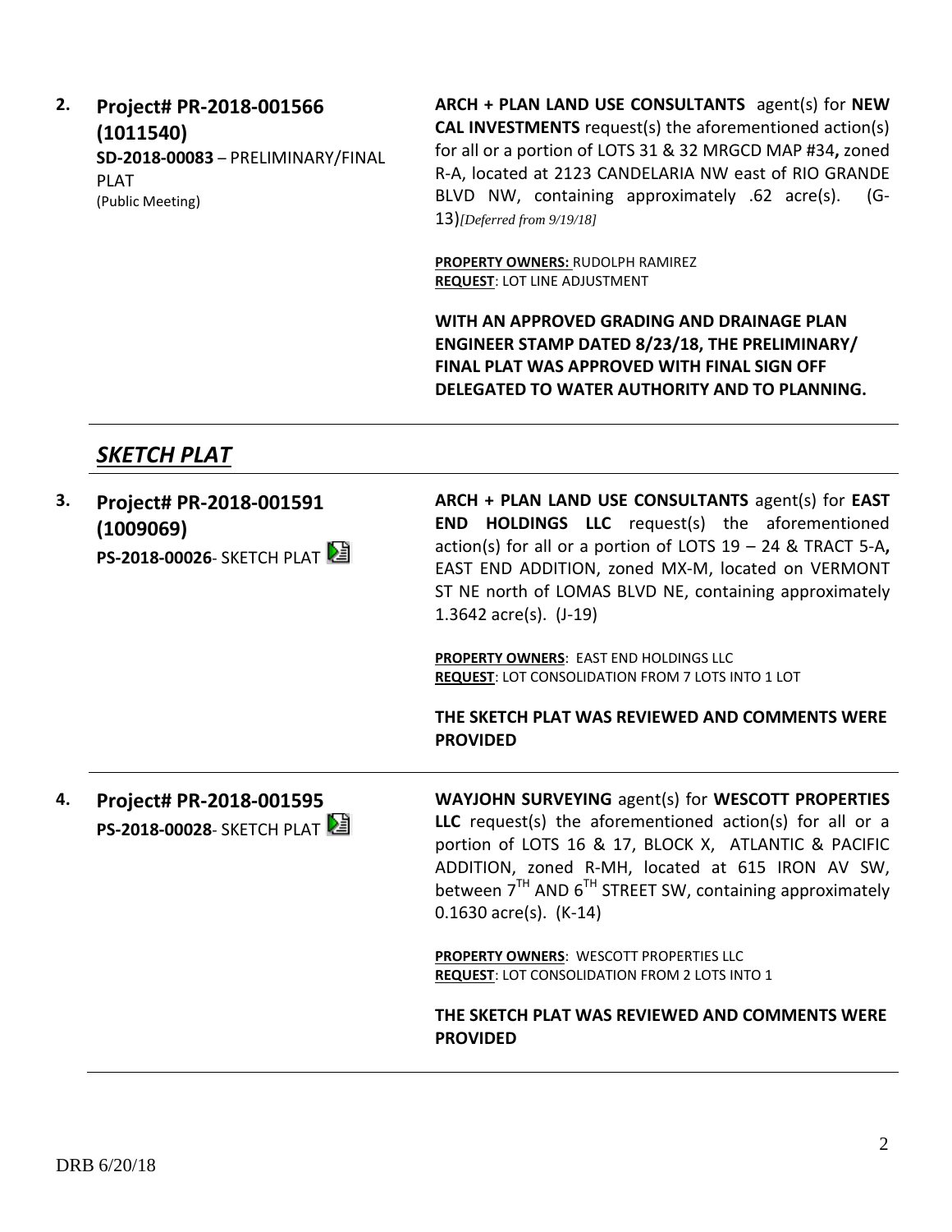**2. Project# PR-2018-001566 (1011540)**
**SD-2018-00083** – PRELIMINARY/FINAL PLAT
(Public Meeting)

**ARCH + PLAN LAND USE CONSULTANTS** agent(s) for **NEW CAL INVESTMENTS** request(s) the aforementioned action(s) for all or a portion of LOTS 31 & 32 MRGCD MAP #34**,** zoned R-A, located at 2123 CANDELARIA NW east of RIO GRANDE BLVD NW, containing approximately .62 acre(s). (G-13)*[Deferred from 9/19/18]*

**PROPERTY OWNERS:** RUDOLPH RAMIREZ
**REQUEST**: LOT LINE ADJUSTMENT

**WITH AN APPROVED GRADING AND DRAINAGE PLAN ENGINEER STAMP DATED 8/23/18, THE PRELIMINARY/ FINAL PLAT WAS APPROVED WITH FINAL SIGN OFF DELEGATED TO WATER AUTHORITY AND TO PLANNING.**

---

## ***SKETCH PLAT***

---

**3. Project# PR-2018-001591 (1009069)**
**PS-2018-00026**- SKETCH PLAT

**ARCH + PLAN LAND USE CONSULTANTS** agent(s) for **EAST END HOLDINGS LLC** request(s) the aforementioned action(s) for all or a portion of LOTS 19 – 24 & TRACT 5-A**,** EAST END ADDITION, zoned MX-M, located on VERMONT ST NE north of LOMAS BLVD NE, containing approximately 1.3642 acre(s). (J-19)

**PROPERTY OWNERS**: EAST END HOLDINGS LLC
**REQUEST**: LOT CONSOLIDATION FROM 7 LOTS INTO 1 LOT

**THE SKETCH PLAT WAS REVIEWED AND COMMENTS WERE PROVIDED**

---

**4. Project# PR-2018-001595**
**PS-2018-00028**- SKETCH PLAT

**WAYJOHN SURVEYING** agent(s) for **WESCOTT PROPERTIES LLC** request(s) the aforementioned action(s) for all or a portion of LOTS 16 & 17, BLOCK X, ATLANTIC & PACIFIC ADDITION, zoned R-MH, located at 615 IRON AV SW, between 7TH AND 6TH STREET SW, containing approximately 0.1630 acre(s). (K-14)

**PROPERTY OWNERS**: WESCOTT PROPERTIES LLC
**REQUEST**: LOT CONSOLIDATION FROM 2 LOTS INTO 1

**THE SKETCH PLAT WAS REVIEWED AND COMMENTS WERE PROVIDED**

---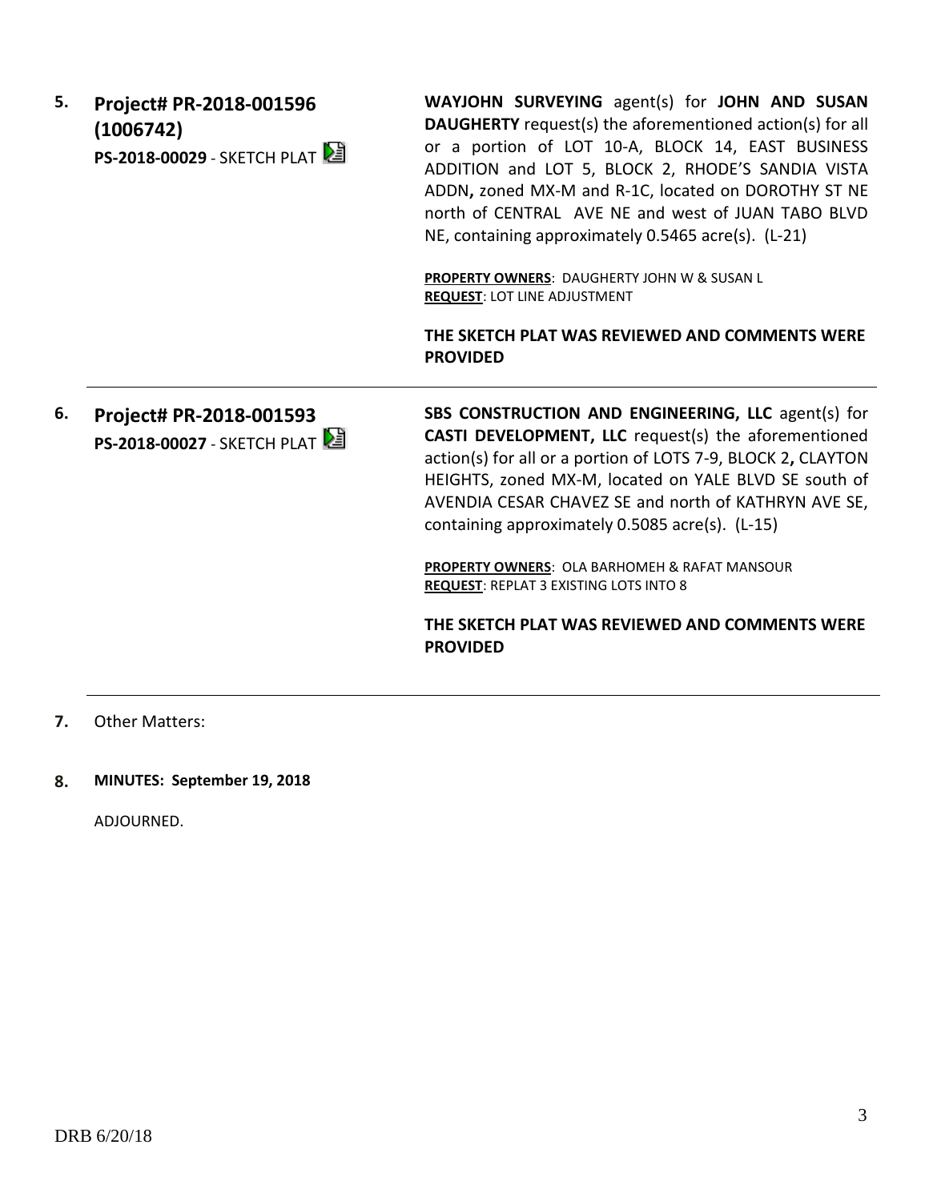**5. Project# PR-2018-001596 (1006742)**
**PS-2018-00029** - SKETCH PLAT

**WAYJOHN SURVEYING** agent(s) for **JOHN AND SUSAN DAUGHERTY** request(s) the aforementioned action(s) for all or a portion of LOT 10-A, BLOCK 14, EAST BUSINESS ADDITION and LOT 5, BLOCK 2, RHODE'S SANDIA VISTA ADDN**,** zoned MX-M and R-1C, located on DOROTHY ST NE north of CENTRAL AVE NE and west of JUAN TABO BLVD NE, containing approximately 0.5465 acre(s). (L-21)

**PROPERTY OWNERS**: DAUGHERTY JOHN W & SUSAN L
**REQUEST**: LOT LINE ADJUSTMENT

**THE SKETCH PLAT WAS REVIEWED AND COMMENTS WERE PROVIDED**

---

**6. Project# PR-2018-001593**
**PS-2018-00027** - SKETCH PLAT

**SBS CONSTRUCTION AND ENGINEERING, LLC** agent(s) for **CASTI DEVELOPMENT, LLC** request(s) the aforementioned action(s) for all or a portion of LOTS 7-9, BLOCK 2**,** CLAYTON HEIGHTS, zoned MX-M, located on YALE BLVD SE south of AVENDIA CESAR CHAVEZ SE and north of KATHRYN AVE SE, containing approximately 0.5085 acre(s). (L-15)

**PROPERTY OWNERS**: OLA BARHOMEH & RAFAT MANSOUR
**REQUEST**: REPLAT 3 EXISTING LOTS INTO 8

**THE SKETCH PLAT WAS REVIEWED AND COMMENTS WERE PROVIDED**

---

**7.** Other Matters:

**8. MINUTES: September 19, 2018**

ADJOURNED.

DRB 6/20/18